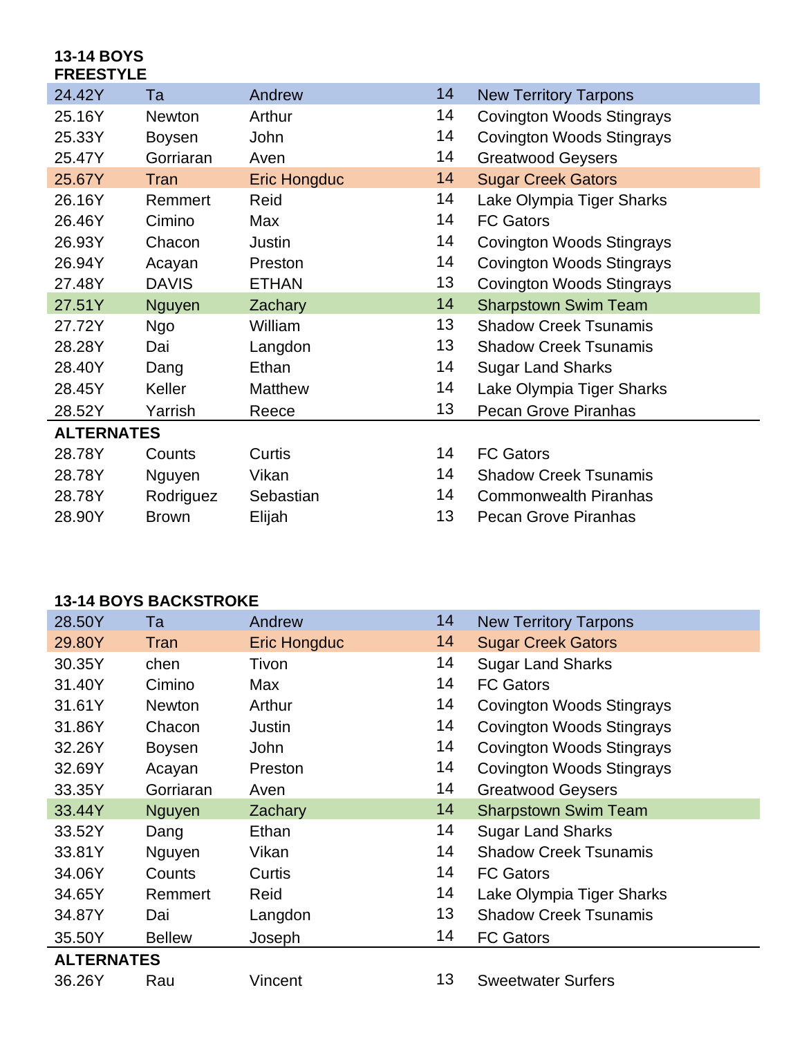**13-14 BOYS FREESTYLE**

| | | | | |
|---|---|---|---|---|
| 24.42Y | Ta | Andrew | 14 | New Territory Tarpons |
| 25.16Y | Newton | Arthur | 14 | Covington Woods Stingrays |
| 25.33Y | Boysen | John | 14 | Covington Woods Stingrays |
| 25.47Y | Gorriaran | Aven | 14 | Greatwood Geysers |
| 25.67Y | Tran | Eric Hongduc | 14 | Sugar Creek Gators |
| 26.16Y | Remmert | Reid | 14 | Lake Olympia Tiger Sharks |
| 26.46Y | Cimino | Max | 14 | FC Gators |
| 26.93Y | Chacon | Justin | 14 | Covington Woods Stingrays |
| 26.94Y | Acayan | Preston | 14 | Covington Woods Stingrays |
| 27.48Y | DAVIS | ETHAN | 13 | Covington Woods Stingrays |
| 27.51Y | Nguyen | Zachary | 14 | Sharpstown Swim Team |
| 27.72Y | Ngo | William | 13 | Shadow Creek Tsunamis |
| 28.28Y | Dai | Langdon | 13 | Shadow Creek Tsunamis |
| 28.40Y | Dang | Ethan | 14 | Sugar Land Sharks |
| 28.45Y | Keller | Matthew | 14 | Lake Olympia Tiger Sharks |
| 28.52Y | Yarrish | Reece | 13 | Pecan Grove Piranhas |

**ALTERNATES**

| | | | | |
|---|---|---|---|---|
| 28.78Y | Counts | Curtis | 14 | FC Gators |
| 28.78Y | Nguyen | Vikan | 14 | Shadow Creek Tsunamis |
| 28.78Y | Rodriguez | Sebastian | 14 | Commonwealth Piranhas |
| 28.90Y | Brown | Elijah | 13 | Pecan Grove Piranhas |

**13-14 BOYS BACKSTROKE**

| | | | | |
|---|---|---|---|---|
| 28.50Y | Ta | Andrew | 14 | New Territory Tarpons |
| 29.80Y | Tran | Eric Hongduc | 14 | Sugar Creek Gators |
| 30.35Y | chen | Tivon | 14 | Sugar Land Sharks |
| 31.40Y | Cimino | Max | 14 | FC Gators |
| 31.61Y | Newton | Arthur | 14 | Covington Woods Stingrays |
| 31.86Y | Chacon | Justin | 14 | Covington Woods Stingrays |
| 32.26Y | Boysen | John | 14 | Covington Woods Stingrays |
| 32.69Y | Acayan | Preston | 14 | Covington Woods Stingrays |
| 33.35Y | Gorriaran | Aven | 14 | Greatwood Geysers |
| 33.44Y | Nguyen | Zachary | 14 | Sharpstown Swim Team |
| 33.52Y | Dang | Ethan | 14 | Sugar Land Sharks |
| 33.81Y | Nguyen | Vikan | 14 | Shadow Creek Tsunamis |
| 34.06Y | Counts | Curtis | 14 | FC Gators |
| 34.65Y | Remmert | Reid | 14 | Lake Olympia Tiger Sharks |
| 34.87Y | Dai | Langdon | 13 | Shadow Creek Tsunamis |
| 35.50Y | Bellew | Joseph | 14 | FC Gators |

**ALTERNATES**

| | | | | |
|---|---|---|---|---|
| 36.26Y | Rau | Vincent | 13 | Sweetwater Surfers |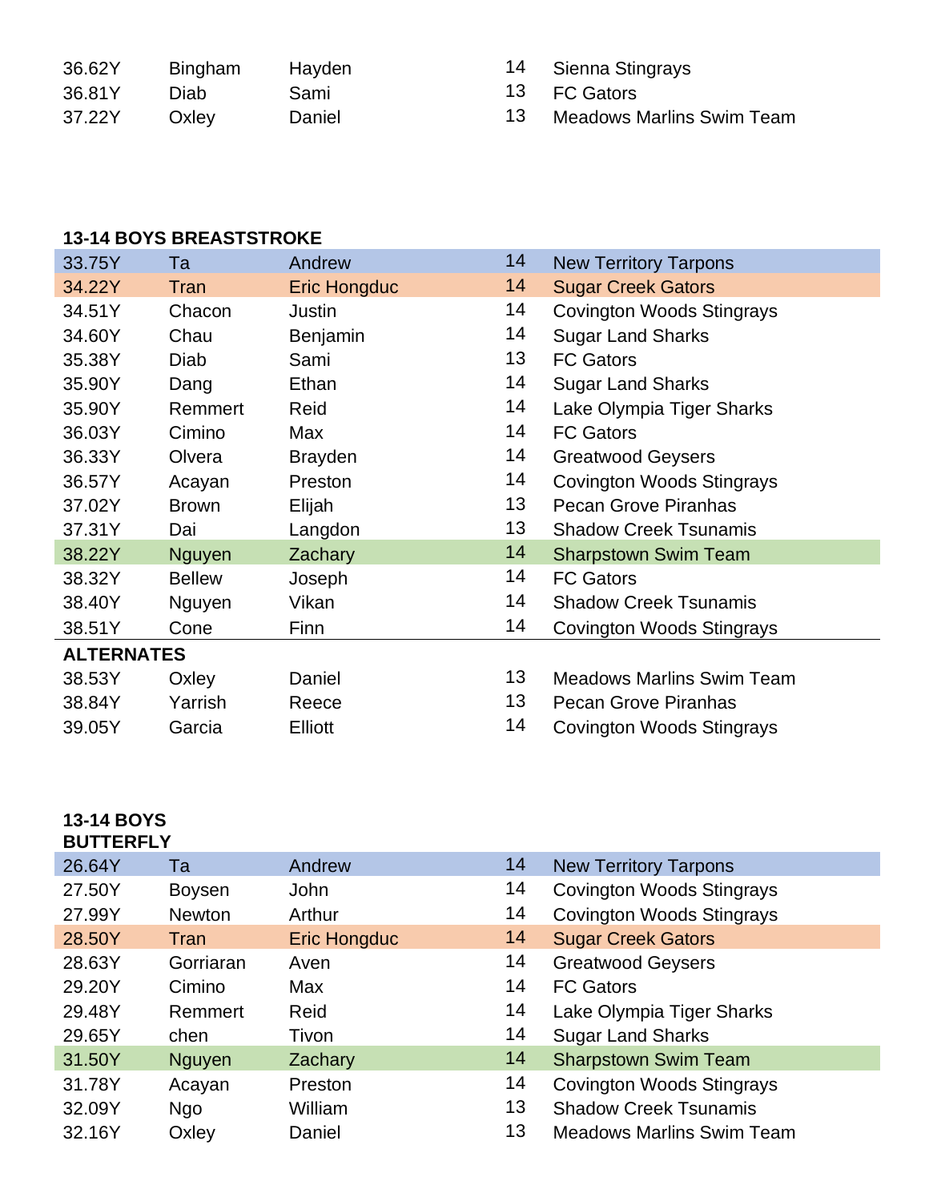| | | | | |
|---|---|---|---|---|
| 36.62Y | Bingham | Hayden | 14 | Sienna Stingrays |
| 36.81Y | Diab | Sami | 13 | FC Gators |
| 37.22Y | Oxley | Daniel | 13 | Meadows Marlins Swim Team |

**13-14 BOYS BREASTSTROKE**

| | | | | |
|---|---|---|---|---|
| 33.75Y | Ta | Andrew | 14 | New Territory Tarpons |
| 34.22Y | Tran | Eric Hongduc | 14 | Sugar Creek Gators |
| 34.51Y | Chacon | Justin | 14 | Covington Woods Stingrays |
| 34.60Y | Chau | Benjamin | 14 | Sugar Land Sharks |
| 35.38Y | Diab | Sami | 13 | FC Gators |
| 35.90Y | Dang | Ethan | 14 | Sugar Land Sharks |
| 35.90Y | Remmert | Reid | 14 | Lake Olympia Tiger Sharks |
| 36.03Y | Cimino | Max | 14 | FC Gators |
| 36.33Y | Olvera | Brayden | 14 | Greatwood Geysers |
| 36.57Y | Acayan | Preston | 14 | Covington Woods Stingrays |
| 37.02Y | Brown | Elijah | 13 | Pecan Grove Piranhas |
| 37.31Y | Dai | Langdon | 13 | Shadow Creek Tsunamis |
| 38.22Y | Nguyen | Zachary | 14 | Sharpstown Swim Team |
| 38.32Y | Bellew | Joseph | 14 | FC Gators |
| 38.40Y | Nguyen | Vikan | 14 | Shadow Creek Tsunamis |
| 38.51Y | Cone | Finn | 14 | Covington Woods Stingrays |

**ALTERNATES**

| | | | | |
|---|---|---|---|---|
| 38.53Y | Oxley | Daniel | 13 | Meadows Marlins Swim Team |
| 38.84Y | Yarrish | Reece | 13 | Pecan Grove Piranhas |
| 39.05Y | Garcia | Elliott | 14 | Covington Woods Stingrays |

**13-14 BOYS BUTTERFLY**

| | | | | |
|---|---|---|---|---|
| 26.64Y | Ta | Andrew | 14 | New Territory Tarpons |
| 27.50Y | Boysen | John | 14 | Covington Woods Stingrays |
| 27.99Y | Newton | Arthur | 14 | Covington Woods Stingrays |
| 28.50Y | Tran | Eric Hongduc | 14 | Sugar Creek Gators |
| 28.63Y | Gorriaran | Aven | 14 | Greatwood Geysers |
| 29.20Y | Cimino | Max | 14 | FC Gators |
| 29.48Y | Remmert | Reid | 14 | Lake Olympia Tiger Sharks |
| 29.65Y | chen | Tivon | 14 | Sugar Land Sharks |
| 31.50Y | Nguyen | Zachary | 14 | Sharpstown Swim Team |
| 31.78Y | Acayan | Preston | 14 | Covington Woods Stingrays |
| 32.09Y | Ngo | William | 13 | Shadow Creek Tsunamis |
| 32.16Y | Oxley | Daniel | 13 | Meadows Marlins Swim Team |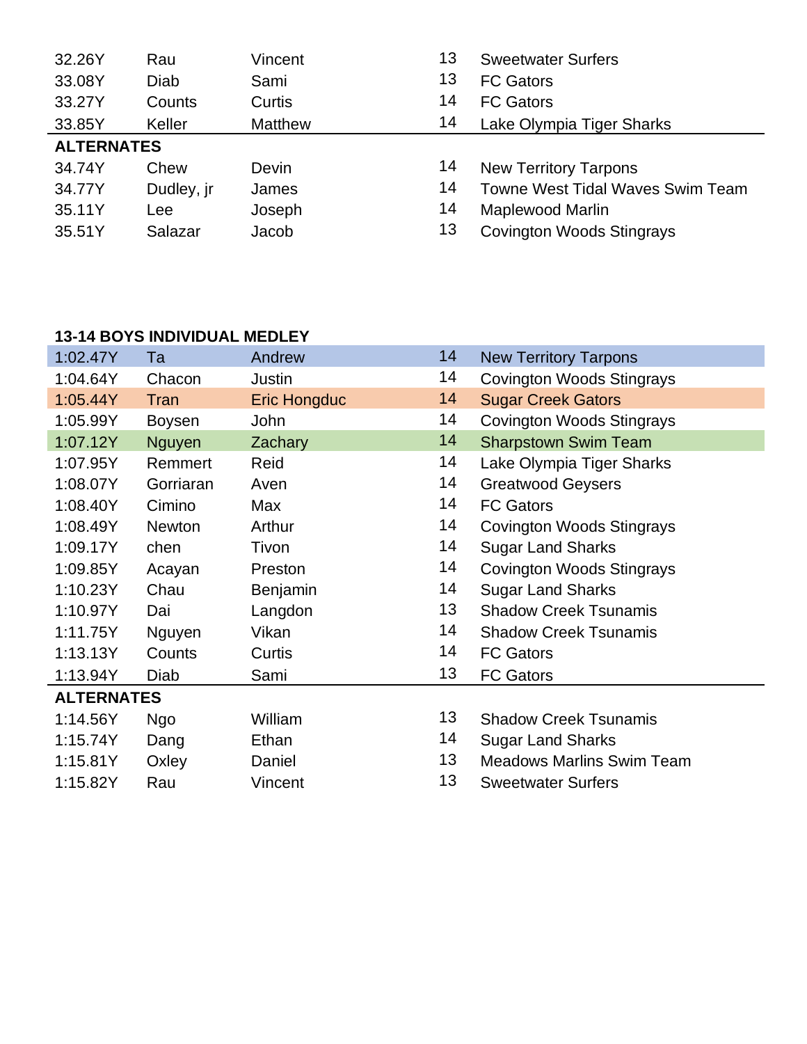| | | | | |
|---|---|---|---|---|
| 32.26Y | Rau | Vincent | 13 | Sweetwater Surfers |
| 33.08Y | Diab | Sami | 13 | FC Gators |
| 33.27Y | Counts | Curtis | 14 | FC Gators |
| 33.85Y | Keller | Matthew | 14 | Lake Olympia Tiger Sharks |
| **ALTERNATES** | | | | |
| 34.74Y | Chew | Devin | 14 | New Territory Tarpons |
| 34.77Y | Dudley, jr | James | 14 | Towne West Tidal Waves Swim Team |
| 35.11Y | Lee | Joseph | 14 | Maplewood Marlin |
| 35.51Y | Salazar | Jacob | 13 | Covington Woods Stingrays |

**13-14 BOYS INDIVIDUAL MEDLEY**

| | | | | |
|---|---|---|---|---|
| 1:02.47Y | Ta | Andrew | 14 | New Territory Tarpons |
| 1:04.64Y | Chacon | Justin | 14 | Covington Woods Stingrays |
| 1:05.44Y | Tran | Eric Hongduc | 14 | Sugar Creek Gators |
| 1:05.99Y | Boysen | John | 14 | Covington Woods Stingrays |
| 1:07.12Y | Nguyen | Zachary | 14 | Sharpstown Swim Team |
| 1:07.95Y | Remmert | Reid | 14 | Lake Olympia Tiger Sharks |
| 1:08.07Y | Gorriaran | Aven | 14 | Greatwood Geysers |
| 1:08.40Y | Cimino | Max | 14 | FC Gators |
| 1:08.49Y | Newton | Arthur | 14 | Covington Woods Stingrays |
| 1:09.17Y | chen | Tivon | 14 | Sugar Land Sharks |
| 1:09.85Y | Acayan | Preston | 14 | Covington Woods Stingrays |
| 1:10.23Y | Chau | Benjamin | 14 | Sugar Land Sharks |
| 1:10.97Y | Dai | Langdon | 13 | Shadow Creek Tsunamis |
| 1:11.75Y | Nguyen | Vikan | 14 | Shadow Creek Tsunamis |
| 1:13.13Y | Counts | Curtis | 14 | FC Gators |
| 1:13.94Y | Diab | Sami | 13 | FC Gators |
| **ALTERNATES** | | | | |
| 1:14.56Y | Ngo | William | 13 | Shadow Creek Tsunamis |
| 1:15.74Y | Dang | Ethan | 14 | Sugar Land Sharks |
| 1:15.81Y | Oxley | Daniel | 13 | Meadows Marlins Swim Team |
| 1:15.82Y | Rau | Vincent | 13 | Sweetwater Surfers |